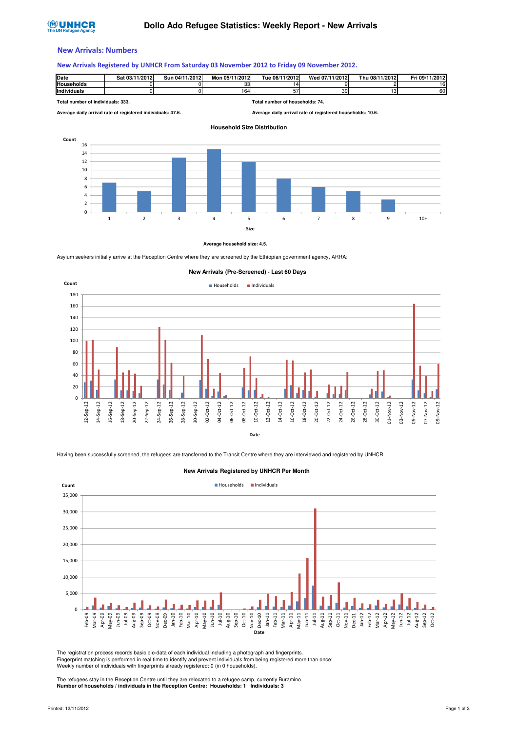# Dollo Ado Refugee Statistics: Weekly Report - New Arrivals

## New Arrivals: Numbers

### New Arrivals Registered by UNHCR From Saturday 03 November 2012 to Friday 09 November 2012.

| Date | Sat 03/11/2012 | Sun 04/11/2012 | Mon 05/11/2012 | Tue 06/11/2012 | Wed 07/11/2012 | Thu 08/11/2012 | Fri 09/11/2012 |
|---|---|---|---|---|---|---|---|
| Households | 0 | 0 | 33 | 14 | 9 | 2 | 16 |
| Individuals | 0 | 0 | 164 | 57 | 39 | 13 | 60 |

**Total number of individuals: 333.**

**Total number of households: 74.**

**Average daily arrival rate of registered individuals: 47.6.**

**Average daily arrival rate of registered households: 10.6.**

**Household Size Distribution**

| Size | 1 | 2 | 3 | 4 | 5 | 6 | 7 | 8 | 9 | 10+ |
|---|---|---|---|---|---|---|---|---|---|---|
| Count | 7 | 5 | 13 | 15 | 12 | 8 | 6 | 5 | 3 | 0 |

**Average household size: 4.5.**

Asylum seekers initially arrive at the Reception Centre where they are screened by the Ethiopian government agency, ARRA:

**New Arrivals (Pre-Screened) - Last 60 Days**

Having been successfully screened, the refugees are transferred to the Transit Centre where they are interviewed and registered by UNHCR.

**New Arrivals Registered by UNHCR Per Month**

The registration process records basic bio-data of each individual including a photograph and fingerprints.
Fingerprint matching is performed in real time to identify and prevent individuals from being registered more than once:
Weekly number of individuals with fingerprints already registered: 0 (in 0 households).

The refugees stay in the Reception Centre until they are relocated to a refugee camp, currently Buramino.
**Number of households / individuals in the Reception Centre: Households: 1 Individuals: 3**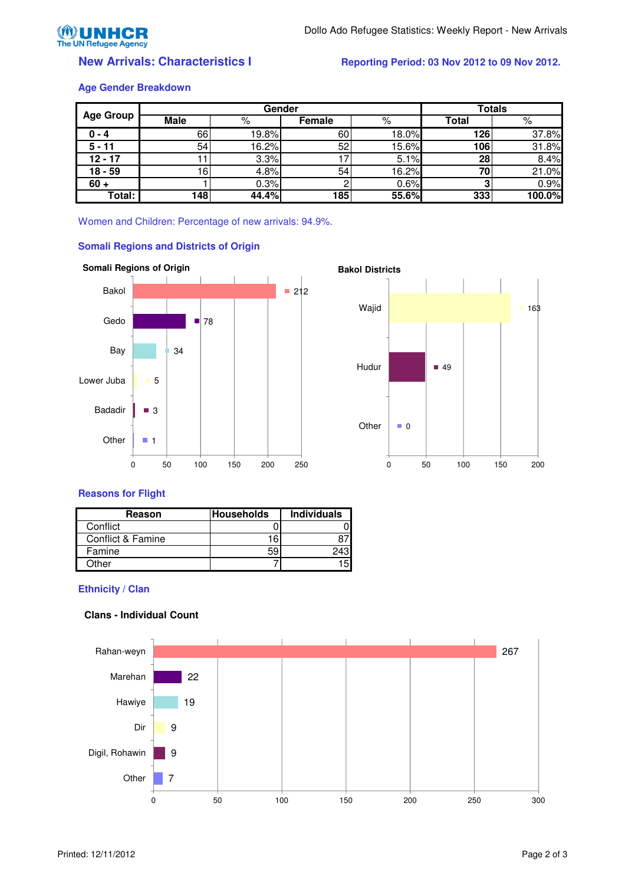## New Arrivals: Characteristics I

**Reporting Period: 03 Nov 2012 to 09 Nov 2012.**

### Age Gender Breakdown

| Age Group | Gender | | | | Totals | |
|---|---|---|---|---|---|---|
| | Male | % | Female | % | Total | % |
| **0 - 4** | 66 | 19.8% | 60 | 18.0% | **126** | 37.8% |
| **5 - 11** | 54 | 16.2% | 52 | 15.6% | **106** | 31.8% |
| **12 - 17** | 11 | 3.3% | 17 | 5.1% | **28** | 8.4% |
| **18 - 59** | 16 | 4.8% | 54 | 16.2% | **70** | 21.0% |
| **60 +** | 1 | 0.3% | 2 | 0.6% | **3** | 0.9% |
| **Total:** | **148** | **44.4%** | **185** | **55.6%** | **333** | **100.0%** |

Women and Children: Percentage of new arrivals: 94.9%.

### Somali Regions and Districts of Origin

**Somali Regions of Origin**

| Region | Count |
|---|---|
| Bakol | 212 |
| Gedo | 78 |
| Bay | 34 |
| Lower Juba | 5 |
| Badadir | 3 |
| Other | 1 |

**Bakol Districts**

| District | Count |
|---|---|
| Wajid | 163 |
| Hudur | 49 |
| Other | 0 |

### Reasons for Flight

| Reason | Households | Individuals |
|---|---|---|
| Conflict | 0 | 0 |
| Conflict & Famine | 16 | 87 |
| Famine | 59 | 243 |
| Other | 7 | 15 |

### Ethnicity / Clan

**Clans - Individual Count**

| Clan | Count |
|---|---|
| Rahan-weyn | 267 |
| Marehan | 22 |
| Hawiye | 19 |
| Dir | 9 |
| Digil, Rohawin | 9 |
| Other | 7 |

Printed: 12/11/2012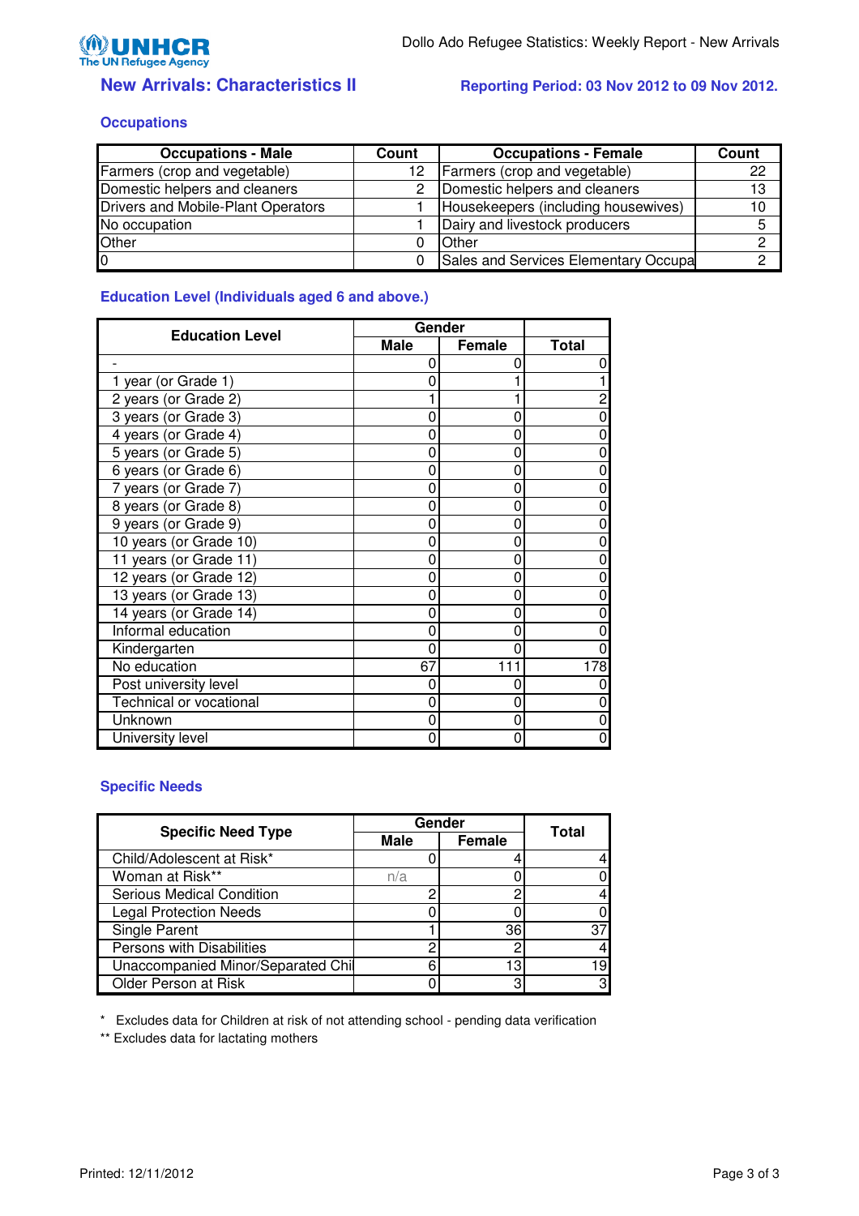## New Arrivals: Characteristics II

**Reporting Period: 03 Nov 2012 to 09 Nov 2012.**

### Occupations

| Occupations - Male | Count | Occupations - Female | Count |
|---|---|---|---|
| Farmers (crop and vegetable) | 12 | Farmers (crop and vegetable) | 22 |
| Domestic helpers and cleaners | 2 | Domestic helpers and cleaners | 13 |
| Drivers and Mobile-Plant Operators | 1 | Housekeepers (including housewives) | 10 |
| No occupation | 1 | Dairy and livestock producers | 5 |
| Other | 0 | Other | 2 |
| 0 | 0 | Sales and Services Elementary Occupa | 2 |

### Education Level (Individuals aged 6 and above.)

| Education Level | Gender | | Total |
|---|---|---|---|
| | Male | Female | |
| - | 0 | 0 | 0 |
| 1 year (or Grade 1) | 0 | 1 | 1 |
| 2 years (or Grade 2) | 1 | 1 | 2 |
| 3 years (or Grade 3) | 0 | 0 | 0 |
| 4 years (or Grade 4) | 0 | 0 | 0 |
| 5 years (or Grade 5) | 0 | 0 | 0 |
| 6 years (or Grade 6) | 0 | 0 | 0 |
| 7 years (or Grade 7) | 0 | 0 | 0 |
| 8 years (or Grade 8) | 0 | 0 | 0 |
| 9 years (or Grade 9) | 0 | 0 | 0 |
| 10 years (or Grade 10) | 0 | 0 | 0 |
| 11 years (or Grade 11) | 0 | 0 | 0 |
| 12 years (or Grade 12) | 0 | 0 | 0 |
| 13 years (or Grade 13) | 0 | 0 | 0 |
| 14 years (or Grade 14) | 0 | 0 | 0 |
| Informal education | 0 | 0 | 0 |
| Kindergarten | 0 | 0 | 0 |
| No education | 67 | 111 | 178 |
| Post university level | 0 | 0 | 0 |
| Technical or vocational | 0 | 0 | 0 |
| Unknown | 0 | 0 | 0 |
| University level | 0 | 0 | 0 |

### Specific Needs

| Specific Need Type | Gender | | Total |
|---|---|---|---|
| | Male | Female | |
| Child/Adolescent at Risk* | 0 | 4 | 4 |
| Woman at Risk** | n/a | 0 | 0 |
| Serious Medical Condition | 2 | 2 | 4 |
| Legal Protection Needs | 0 | 0 | 0 |
| Single Parent | 1 | 36 | 37 |
| Persons with Disabilities | 2 | 2 | 4 |
| Unaccompanied Minor/Separated Chil | 6 | 13 | 19 |
| Older Person at Risk | 0 | 3 | 3 |

\* Excludes data for Children at risk of not attending school - pending data verification

** Excludes data for lactating mothers

Printed: 12/11/2012